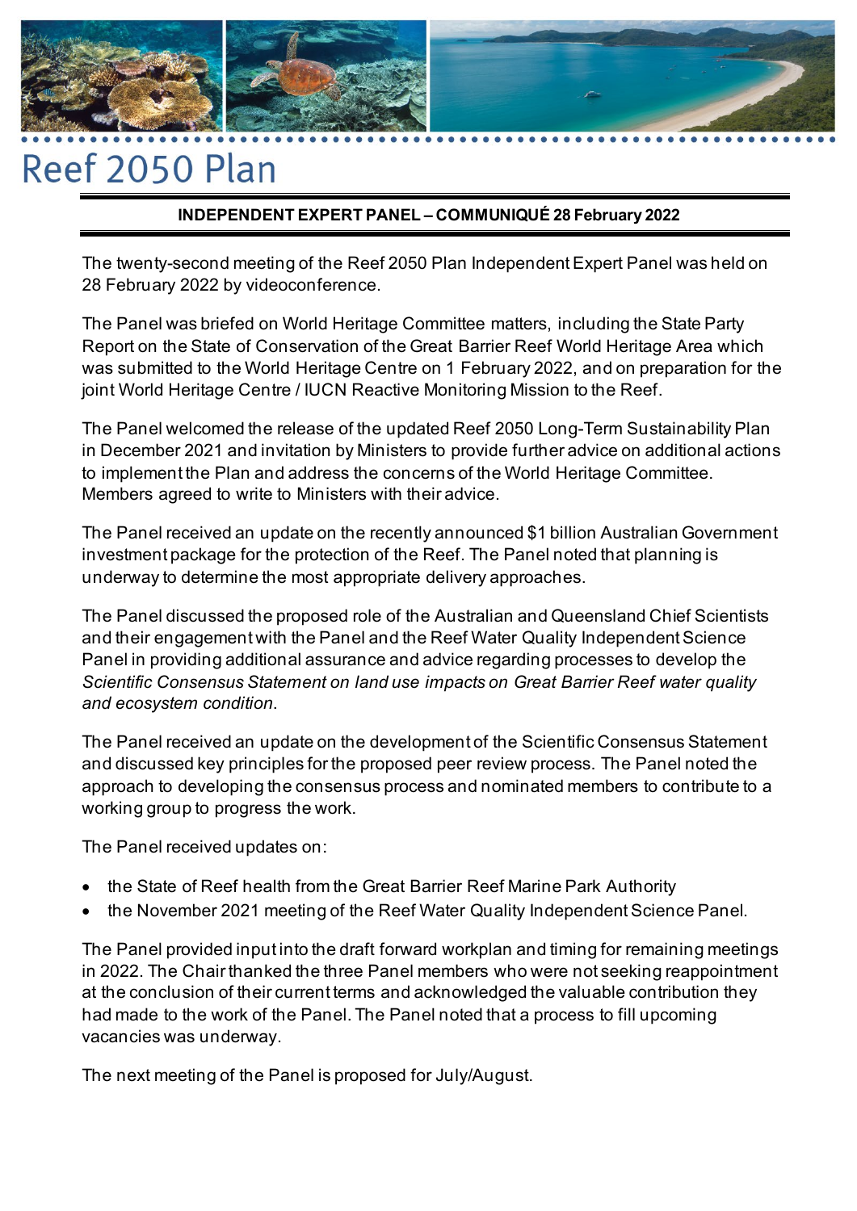# Reef 2050 Plan

**INDEPENDENT EXPERT PANEL – COMMUNIQUÉ 28 February 2022**

The twenty-second meeting of the Reef 2050 Plan Independent Expert Panel was held on 28 February 2022 by videoconference.

The Panel was briefed on World Heritage Committee matters, including the State Party Report on the State of Conservation of the Great Barrier Reef World Heritage Area which was submitted to the World Heritage Centre on 1 February 2022, and on preparation for the joint World Heritage Centre / IUCN Reactive Monitoring Mission to the Reef.

The Panel welcomed the release of the updated Reef 2050 Long-Term Sustainability Plan in December 2021 and invitation by Ministers to provide further advice on additional actions to implement the Plan and address the concerns of the World Heritage Committee. Members agreed to write to Ministers with their advice.

The Panel received an update on the recently announced $1 billion Australian Government investment package for the protection of the Reef. The Panel noted that planning is underway to determine the most appropriate delivery approaches.

The Panel discussed the proposed role of the Australian and Queensland Chief Scientists and their engagement with the Panel and the Reef Water Quality Independent Science Panel in providing additional assurance and advice regarding processes to develop the *Scientific Consensus Statement on land use impacts on Great Barrier Reef water quality and ecosystem condition*.

The Panel received an update on the development of the Scientific Consensus Statement and discussed key principles for the proposed peer review process. The Panel noted the approach to developing the consensus process and nominated members to contribute to a working group to progress the work.

The Panel received updates on:

- the State of Reef health from the Great Barrier Reef Marine Park Authority
- the November 2021 meeting of the Reef Water Quality Independent Science Panel.

The Panel provided input into the draft forward workplan and timing for remaining meetings in 2022. The Chair thanked the three Panel members who were not seeking reappointment at the conclusion of their current terms and acknowledged the valuable contribution they had made to the work of the Panel. The Panel noted that a process to fill upcoming vacancies was underway.

The next meeting of the Panel is proposed for July/August.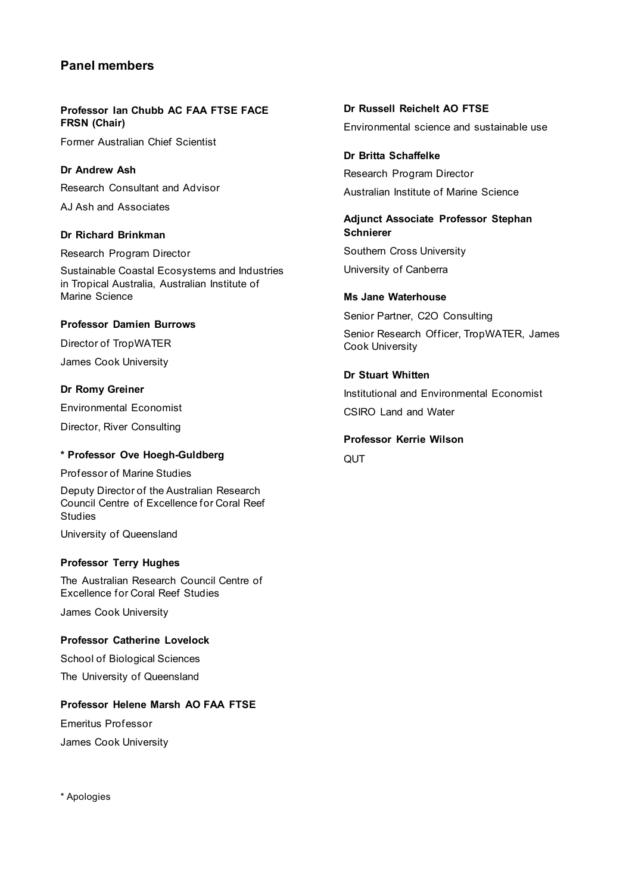## Panel members

**Professor Ian Chubb AC FAA FTSE FACE FRSN (Chair)**

Former Australian Chief Scientist

**Dr Andrew Ash**

Research Consultant and Advisor

AJ Ash and Associates

**Dr Richard Brinkman**

Research Program Director

Sustainable Coastal Ecosystems and Industries in Tropical Australia, Australian Institute of Marine Science

**Professor Damien Burrows**

Director of TropWATER

James Cook University

**Dr Romy Greiner**

Environmental Economist

Director, River Consulting

**\* Professor Ove Hoegh-Guldberg**

Professor of Marine Studies

Deputy Director of the Australian Research Council Centre of Excellence for Coral Reef Studies

University of Queensland

**Professor Terry Hughes**

The Australian Research Council Centre of Excellence for Coral Reef Studies

James Cook University

**Professor Catherine Lovelock**

School of Biological Sciences

The University of Queensland

**Professor Helene Marsh AO FAA FTSE**

Emeritus Professor

James Cook University

**Dr Russell Reichelt AO FTSE**

Environmental science and sustainable use

**Dr Britta Schaffelke**

Research Program Director

Australian Institute of Marine Science

**Adjunct Associate Professor Stephan Schnierer**

Southern Cross University

University of Canberra

**Ms Jane Waterhouse**

Senior Partner, C2O Consulting

Senior Research Officer, TropWATER, James Cook University

**Dr Stuart Whitten**

Institutional and Environmental Economist

CSIRO Land and Water

**Professor Kerrie Wilson**

QUT

\* Apologies